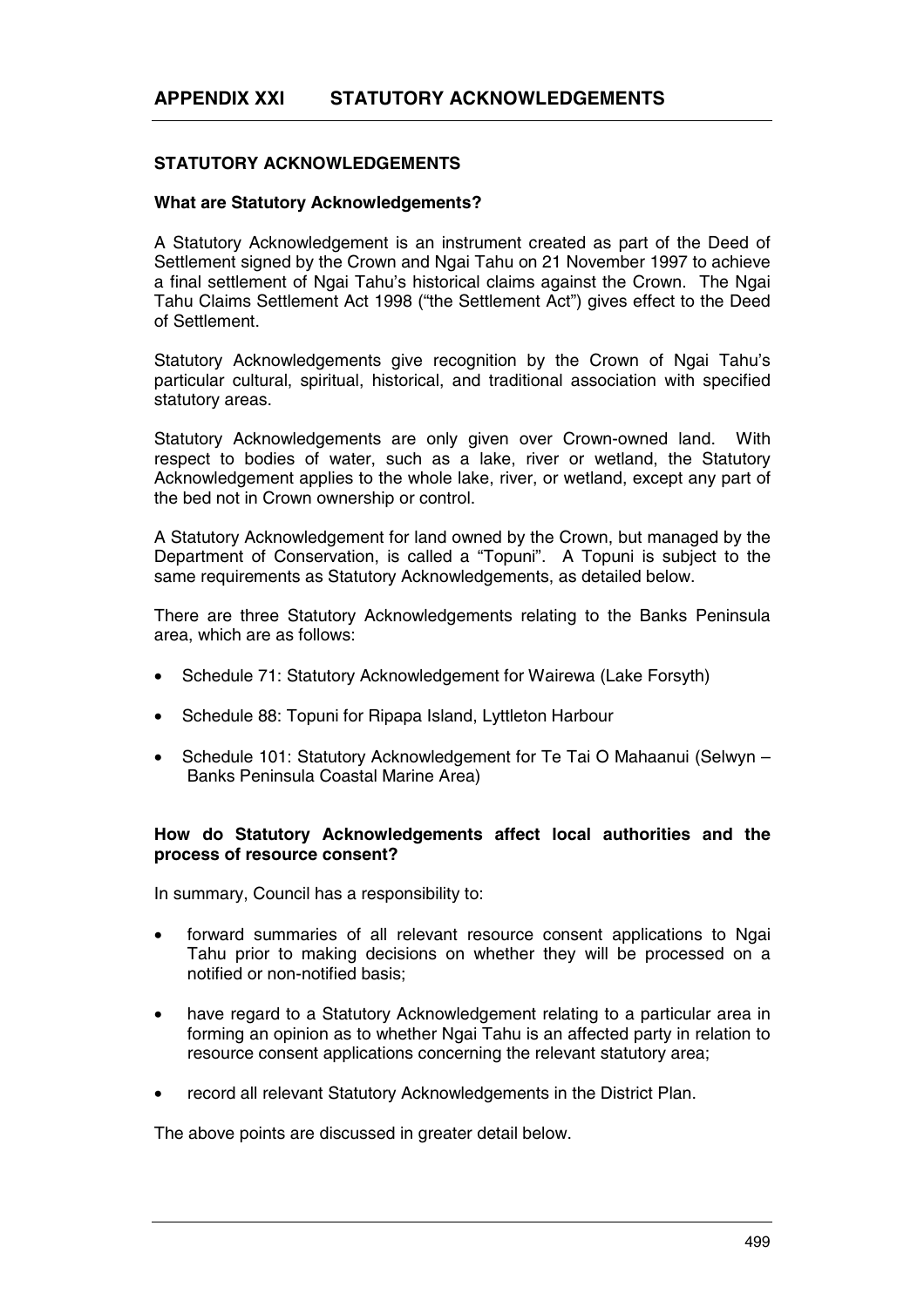# APPENDIX XXI STATUTORY ACKNOWLEDGEMENTS

## STATUTORY ACKNOWLEDGEMENTS

### What are Statutory Acknowledgements?

A Statutory Acknowledgement is an instrument created as part of the Deed of Settlement signed by the Crown and Ngai Tahu on 21 November 1997 to achieve a final settlement of Ngai Tahu's historical claims against the Crown. The Ngai Tahu Claims Settlement Act 1998 ("the Settlement Act") gives effect to the Deed of Settlement.

Statutory Acknowledgements give recognition by the Crown of Ngai Tahu's particular cultural, spiritual, historical, and traditional association with specified statutory areas.

Statutory Acknowledgements are only given over Crown-owned land. With respect to bodies of water, such as a lake, river or wetland, the Statutory Acknowledgement applies to the whole lake, river, or wetland, except any part of the bed not in Crown ownership or control.

A Statutory Acknowledgement for land owned by the Crown, but managed by the Department of Conservation, is called a "Topuni". A Topuni is subject to the same requirements as Statutory Acknowledgements, as detailed below.

There are three Statutory Acknowledgements relating to the Banks Peninsula area, which are as follows:

- Schedule 71: Statutory Acknowledgement for Wairewa (Lake Forsyth)
- Schedule 88: Topuni for Ripapa Island, Lyttleton Harbour
- Schedule 101: Statutory Acknowledgement for Te Tai O Mahaanui (Selwyn – Banks Peninsula Coastal Marine Area)

### How do Statutory Acknowledgements affect local authorities and the process of resource consent?

In summary, Council has a responsibility to:

- forward summaries of all relevant resource consent applications to Ngai Tahu prior to making decisions on whether they will be processed on a notified or non-notified basis;
- have regard to a Statutory Acknowledgement relating to a particular area in forming an opinion as to whether Ngai Tahu is an affected party in relation to resource consent applications concerning the relevant statutory area;
- record all relevant Statutory Acknowledgements in the District Plan.

The above points are discussed in greater detail below.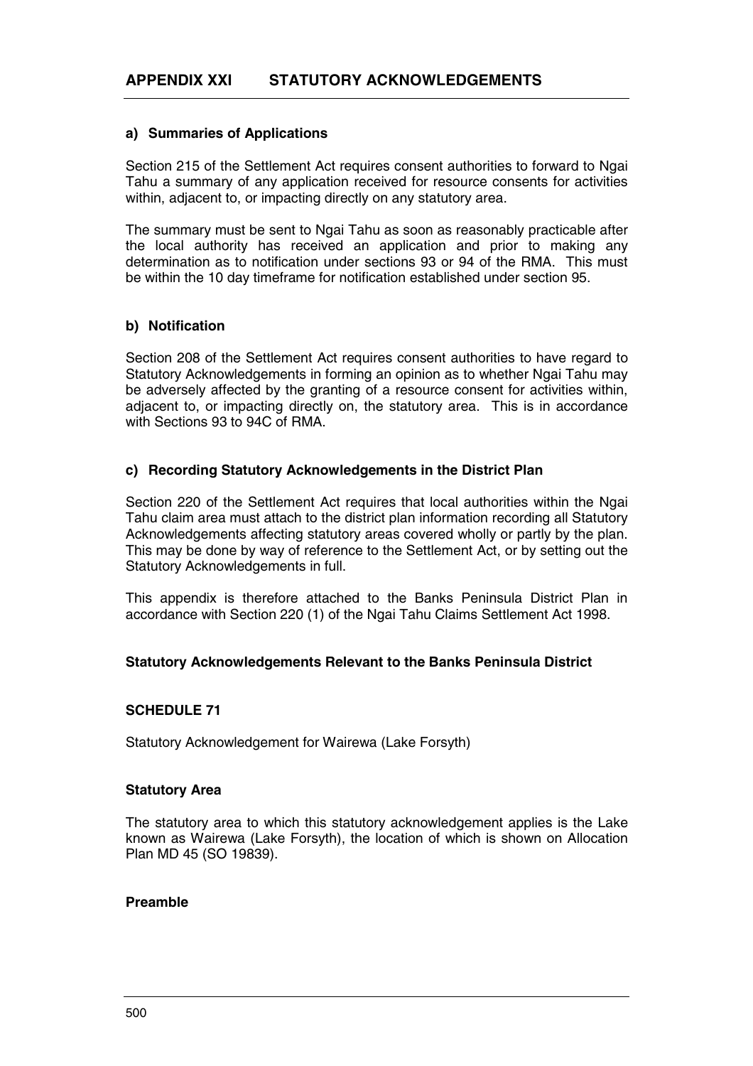## APPENDIX XXI STATUTORY ACKNOWLEDGEMENTS

### a) Summaries of Applications

Section 215 of the Settlement Act requires consent authorities to forward to Ngai Tahu a summary of any application received for resource consents for activities within, adjacent to, or impacting directly on any statutory area.

The summary must be sent to Ngai Tahu as soon as reasonably practicable after the local authority has received an application and prior to making any determination as to notification under sections 93 or 94 of the RMA. This must be within the 10 day timeframe for notification established under section 95.

### b) Notification

Section 208 of the Settlement Act requires consent authorities to have regard to Statutory Acknowledgements in forming an opinion as to whether Ngai Tahu may be adversely affected by the granting of a resource consent for activities within, adjacent to, or impacting directly on, the statutory area. This is in accordance with Sections 93 to 94C of RMA.

### c) Recording Statutory Acknowledgements in the District Plan

Section 220 of the Settlement Act requires that local authorities within the Ngai Tahu claim area must attach to the district plan information recording all Statutory Acknowledgements affecting statutory areas covered wholly or partly by the plan. This may be done by way of reference to the Settlement Act, or by setting out the Statutory Acknowledgements in full.

This appendix is therefore attached to the Banks Peninsula District Plan in accordance with Section 220 (1) of the Ngai Tahu Claims Settlement Act 1998.

### Statutory Acknowledgements Relevant to the Banks Peninsula District

### SCHEDULE 71

Statutory Acknowledgement for Wairewa (Lake Forsyth)

### Statutory Area

The statutory area to which this statutory acknowledgement applies is the Lake known as Wairewa (Lake Forsyth), the location of which is shown on Allocation Plan MD 45 (SO 19839).

### Preamble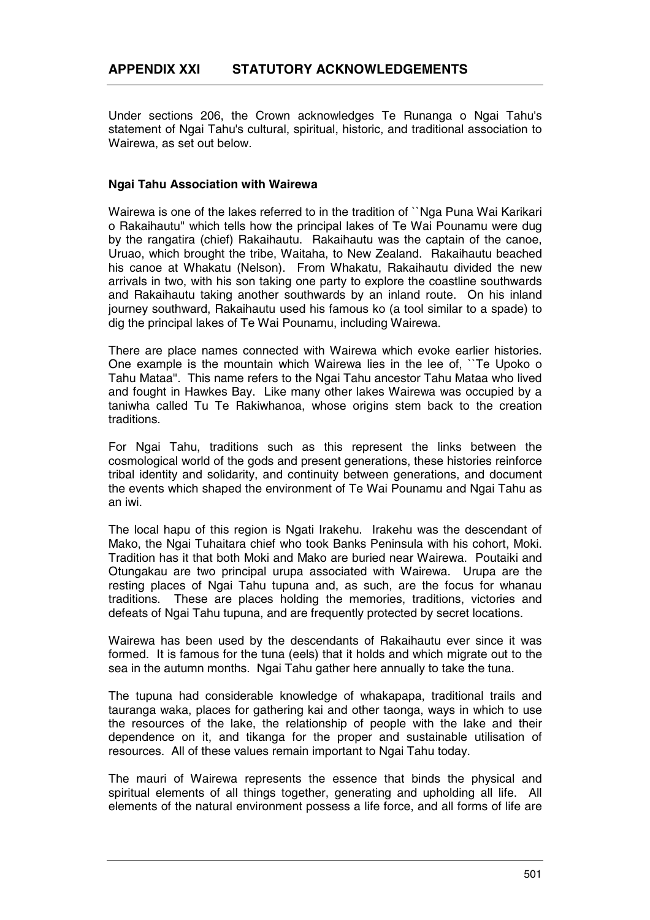## APPENDIX XXI STATUTORY ACKNOWLEDGEMENTS

Under sections 206, the Crown acknowledges Te Runanga o Ngai Tahu's statement of Ngai Tahu's cultural, spiritual, historic, and traditional association to Wairewa, as set out below.

**Ngai Tahu Association with Wairewa**

Wairewa is one of the lakes referred to in the tradition of ``Nga Puna Wai Karikari o Rakaihautu" which tells how the principal lakes of Te Wai Pounamu were dug by the rangatira (chief) Rakaihautu. Rakaihautu was the captain of the canoe, Uruao, which brought the tribe, Waitaha, to New Zealand. Rakaihautu beached his canoe at Whakatu (Nelson). From Whakatu, Rakaihautu divided the new arrivals in two, with his son taking one party to explore the coastline southwards and Rakaihautu taking another southwards by an inland route. On his inland journey southward, Rakaihautu used his famous ko (a tool similar to a spade) to dig the principal lakes of Te Wai Pounamu, including Wairewa.

There are place names connected with Wairewa which evoke earlier histories. One example is the mountain which Wairewa lies in the lee of, ``Te Upoko o Tahu Mataa". This name refers to the Ngai Tahu ancestor Tahu Mataa who lived and fought in Hawkes Bay. Like many other lakes Wairewa was occupied by a taniwha called Tu Te Rakiwhanoa, whose origins stem back to the creation traditions.

For Ngai Tahu, traditions such as this represent the links between the cosmological world of the gods and present generations, these histories reinforce tribal identity and solidarity, and continuity between generations, and document the events which shaped the environment of Te Wai Pounamu and Ngai Tahu as an iwi.

The local hapu of this region is Ngati Irakehu. Irakehu was the descendant of Mako, the Ngai Tuhaitara chief who took Banks Peninsula with his cohort, Moki. Tradition has it that both Moki and Mako are buried near Wairewa. Poutaiki and Otungakau are two principal urupa associated with Wairewa. Urupa are the resting places of Ngai Tahu tupuna and, as such, are the focus for whanau traditions. These are places holding the memories, traditions, victories and defeats of Ngai Tahu tupuna, and are frequently protected by secret locations.

Wairewa has been used by the descendants of Rakaihautu ever since it was formed. It is famous for the tuna (eels) that it holds and which migrate out to the sea in the autumn months. Ngai Tahu gather here annually to take the tuna.

The tupuna had considerable knowledge of whakapapa, traditional trails and tauranga waka, places for gathering kai and other taonga, ways in which to use the resources of the lake, the relationship of people with the lake and their dependence on it, and tikanga for the proper and sustainable utilisation of resources. All of these values remain important to Ngai Tahu today.

The mauri of Wairewa represents the essence that binds the physical and spiritual elements of all things together, generating and upholding all life. All elements of the natural environment possess a life force, and all forms of life are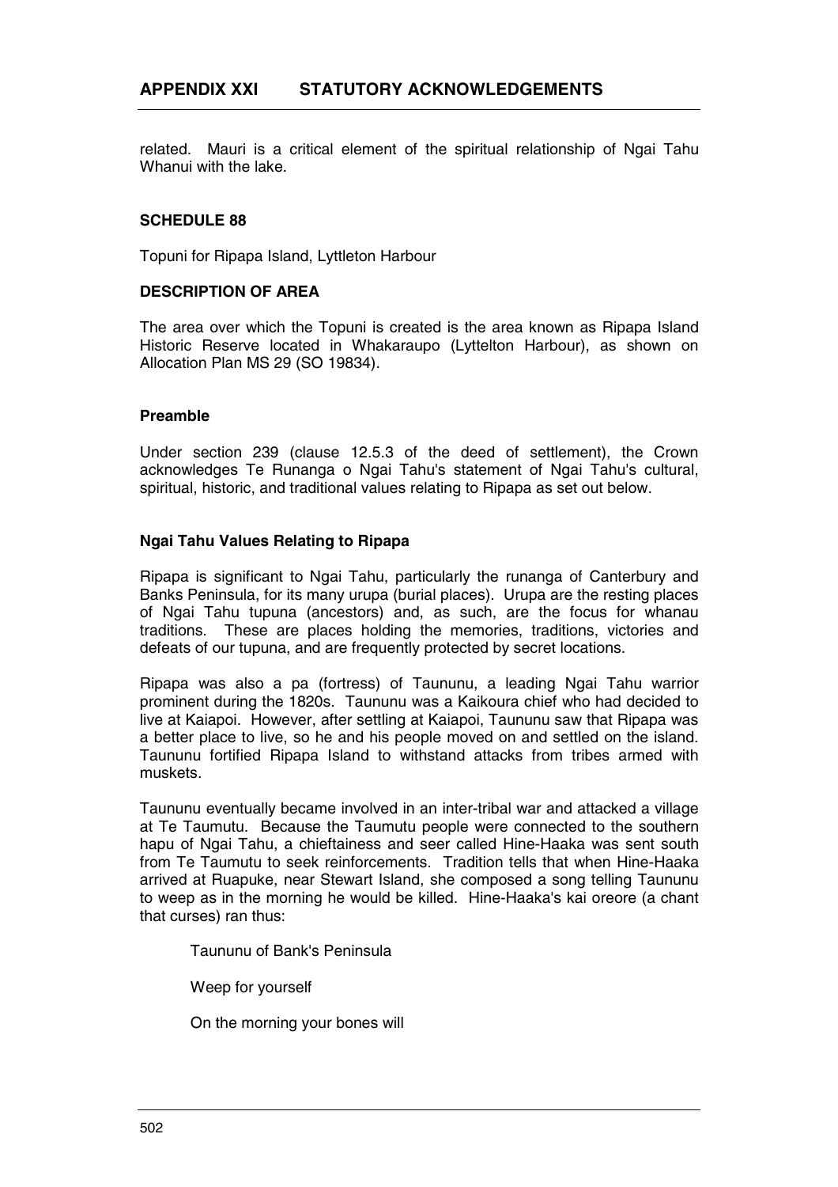related. Mauri is a critical element of the spiritual relationship of Ngai Tahu Whanui with the lake.

**SCHEDULE 88**

Topuni for Ripapa Island, Lyttleton Harbour

**DESCRIPTION OF AREA**

The area over which the Topuni is created is the area known as Ripapa Island Historic Reserve located in Whakaraupo (Lyttelton Harbour), as shown on Allocation Plan MS 29 (SO 19834).

**Preamble**

Under section 239 (clause 12.5.3 of the deed of settlement), the Crown acknowledges Te Runanga o Ngai Tahu's statement of Ngai Tahu's cultural, spiritual, historic, and traditional values relating to Ripapa as set out below.

**Ngai Tahu Values Relating to Ripapa**

Ripapa is significant to Ngai Tahu, particularly the runanga of Canterbury and Banks Peninsula, for its many urupa (burial places). Urupa are the resting places of Ngai Tahu tupuna (ancestors) and, as such, are the focus for whanau traditions. These are places holding the memories, traditions, victories and defeats of our tupuna, and are frequently protected by secret locations.

Ripapa was also a pa (fortress) of Taununu, a leading Ngai Tahu warrior prominent during the 1820s. Taununu was a Kaikoura chief who had decided to live at Kaiapoi. However, after settling at Kaiapoi, Taununu saw that Ripapa was a better place to live, so he and his people moved on and settled on the island. Taununu fortified Ripapa Island to withstand attacks from tribes armed with muskets.

Taununu eventually became involved in an inter-tribal war and attacked a village at Te Taumutu. Because the Taumutu people were connected to the southern hapu of Ngai Tahu, a chieftainess and seer called Hine-Haaka was sent south from Te Taumutu to seek reinforcements. Tradition tells that when Hine-Haaka arrived at Ruapuke, near Stewart Island, she composed a song telling Taununu to weep as in the morning he would be killed. Hine-Haaka's kai oreore (a chant that curses) ran thus:

> Taununu of Bank's Peninsula
>
> Weep for yourself
>
> On the morning your bones will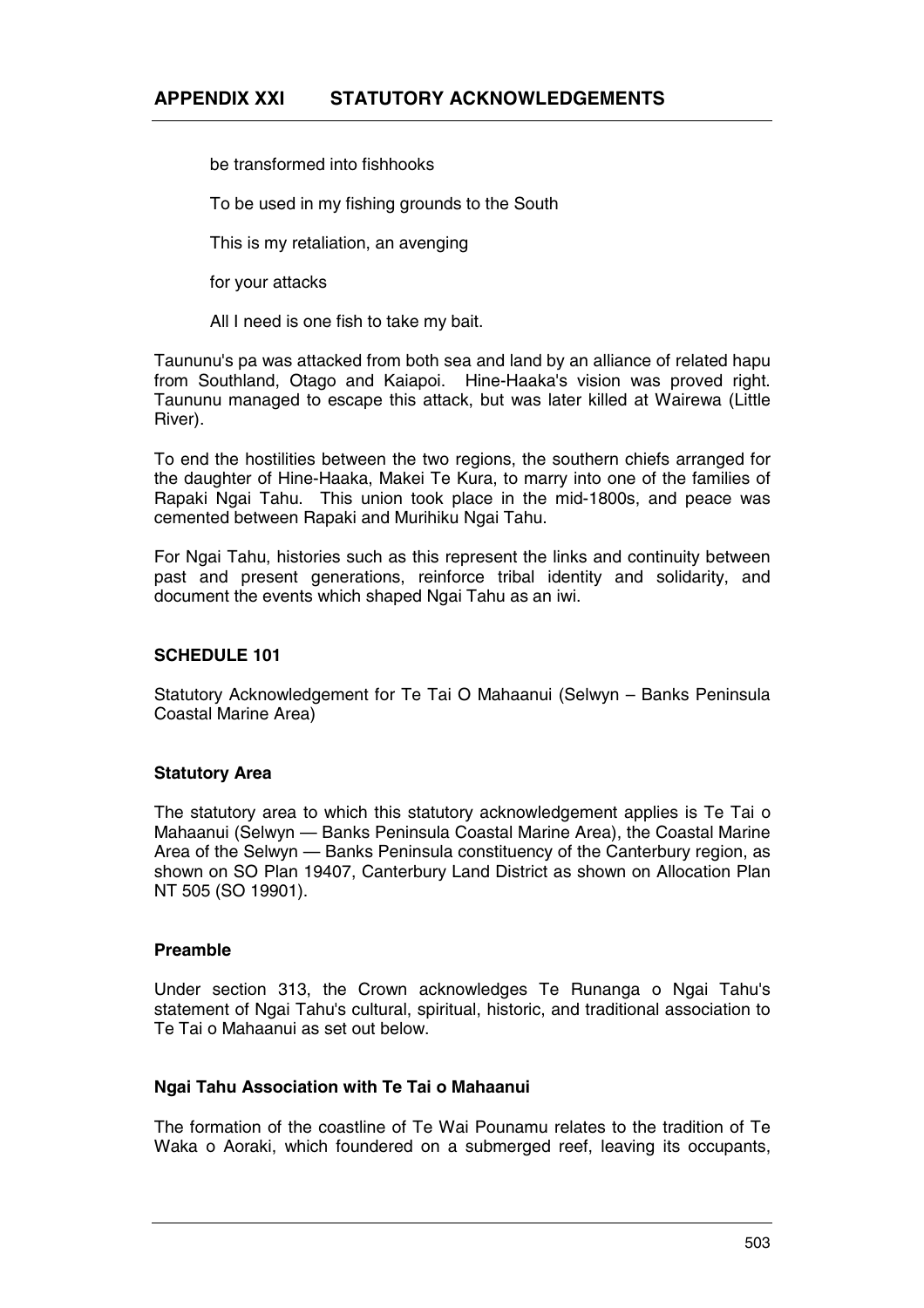be transformed into fishhooks

To be used in my fishing grounds to the South

This is my retaliation, an avenging

for your attacks

All I need is one fish to take my bait.

Taununu's pa was attacked from both sea and land by an alliance of related hapu from Southland, Otago and Kaiapoi. Hine-Haaka's vision was proved right. Taununu managed to escape this attack, but was later killed at Wairewa (Little River).

To end the hostilities between the two regions, the southern chiefs arranged for the daughter of Hine-Haaka, Makei Te Kura, to marry into one of the families of Rapaki Ngai Tahu. This union took place in the mid-1800s, and peace was cemented between Rapaki and Murihiku Ngai Tahu.

For Ngai Tahu, histories such as this represent the links and continuity between past and present generations, reinforce tribal identity and solidarity, and document the events which shaped Ngai Tahu as an iwi.

## SCHEDULE 101

Statutory Acknowledgement for Te Tai O Mahaanui (Selwyn – Banks Peninsula Coastal Marine Area)

### Statutory Area

The statutory area to which this statutory acknowledgement applies is Te Tai o Mahaanui (Selwyn — Banks Peninsula Coastal Marine Area), the Coastal Marine Area of the Selwyn — Banks Peninsula constituency of the Canterbury region, as shown on SO Plan 19407, Canterbury Land District as shown on Allocation Plan NT 505 (SO 19901).

### Preamble

Under section 313, the Crown acknowledges Te Runanga o Ngai Tahu's statement of Ngai Tahu's cultural, spiritual, historic, and traditional association to Te Tai o Mahaanui as set out below.

### Ngai Tahu Association with Te Tai o Mahaanui

The formation of the coastline of Te Wai Pounamu relates to the tradition of Te Waka o Aoraki, which foundered on a submerged reef, leaving its occupants,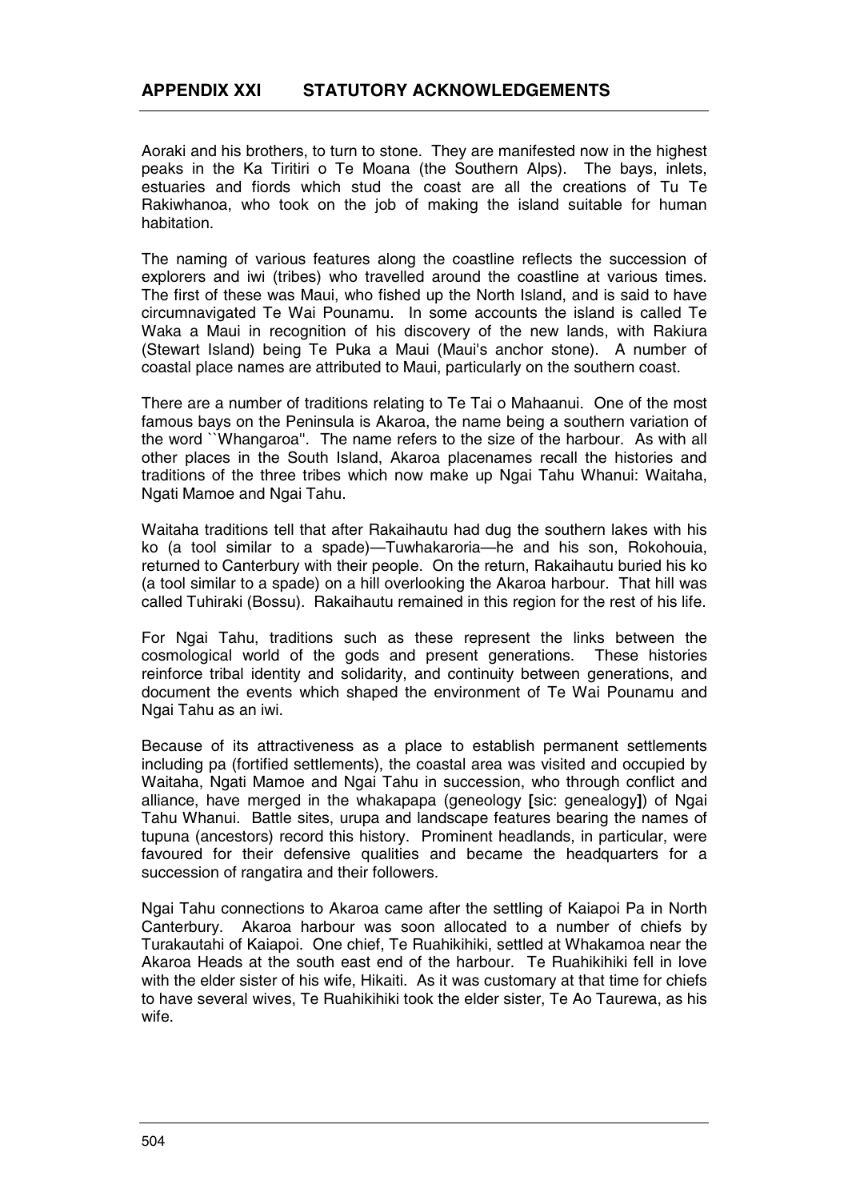Aoraki and his brothers, to turn to stone. They are manifested now in the highest peaks in the Ka Tiritiri o Te Moana (the Southern Alps). The bays, inlets, estuaries and fiords which stud the coast are all the creations of Tu Te Rakiwhanoa, who took on the job of making the island suitable for human habitation.

The naming of various features along the coastline reflects the succession of explorers and iwi (tribes) who travelled around the coastline at various times. The first of these was Maui, who fished up the North Island, and is said to have circumnavigated Te Wai Pounamu. In some accounts the island is called Te Waka a Maui in recognition of his discovery of the new lands, with Rakiura (Stewart Island) being Te Puka a Maui (Maui's anchor stone). A number of coastal place names are attributed to Maui, particularly on the southern coast.

There are a number of traditions relating to Te Tai o Mahaanui. One of the most famous bays on the Peninsula is Akaroa, the name being a southern variation of the word ``Whangaroa''. The name refers to the size of the harbour. As with all other places in the South Island, Akaroa placenames recall the histories and traditions of the three tribes which now make up Ngai Tahu Whanui: Waitaha, Ngati Mamoe and Ngai Tahu.

Waitaha traditions tell that after Rakaihautu had dug the southern lakes with his ko (a tool similar to a spade)—Tuwhakaroria—he and his son, Rokohouia, returned to Canterbury with their people. On the return, Rakaihautu buried his ko (a tool similar to a spade) on a hill overlooking the Akaroa harbour. That hill was called Tuhiraki (Bossu). Rakaihautu remained in this region for the rest of his life.

For Ngai Tahu, traditions such as these represent the links between the cosmological world of the gods and present generations. These histories reinforce tribal identity and solidarity, and continuity between generations, and document the events which shaped the environment of Te Wai Pounamu and Ngai Tahu as an iwi.

Because of its attractiveness as a place to establish permanent settlements including pa (fortified settlements), the coastal area was visited and occupied by Waitaha, Ngati Mamoe and Ngai Tahu in succession, who through conflict and alliance, have merged in the whakapapa (geneology **[**sic: genealogy**]**) of Ngai Tahu Whanui. Battle sites, urupa and landscape features bearing the names of tupuna (ancestors) record this history. Prominent headlands, in particular, were favoured for their defensive qualities and became the headquarters for a succession of rangatira and their followers.

Ngai Tahu connections to Akaroa came after the settling of Kaiapoi Pa in North Canterbury. Akaroa harbour was soon allocated to a number of chiefs by Turakautahi of Kaiapoi. One chief, Te Ruahikihiki, settled at Whakamoa near the Akaroa Heads at the south east end of the harbour. Te Ruahikihiki fell in love with the elder sister of his wife, Hikaiti. As it was customary at that time for chiefs to have several wives, Te Ruahikihiki took the elder sister, Te Ao Taurewa, as his wife.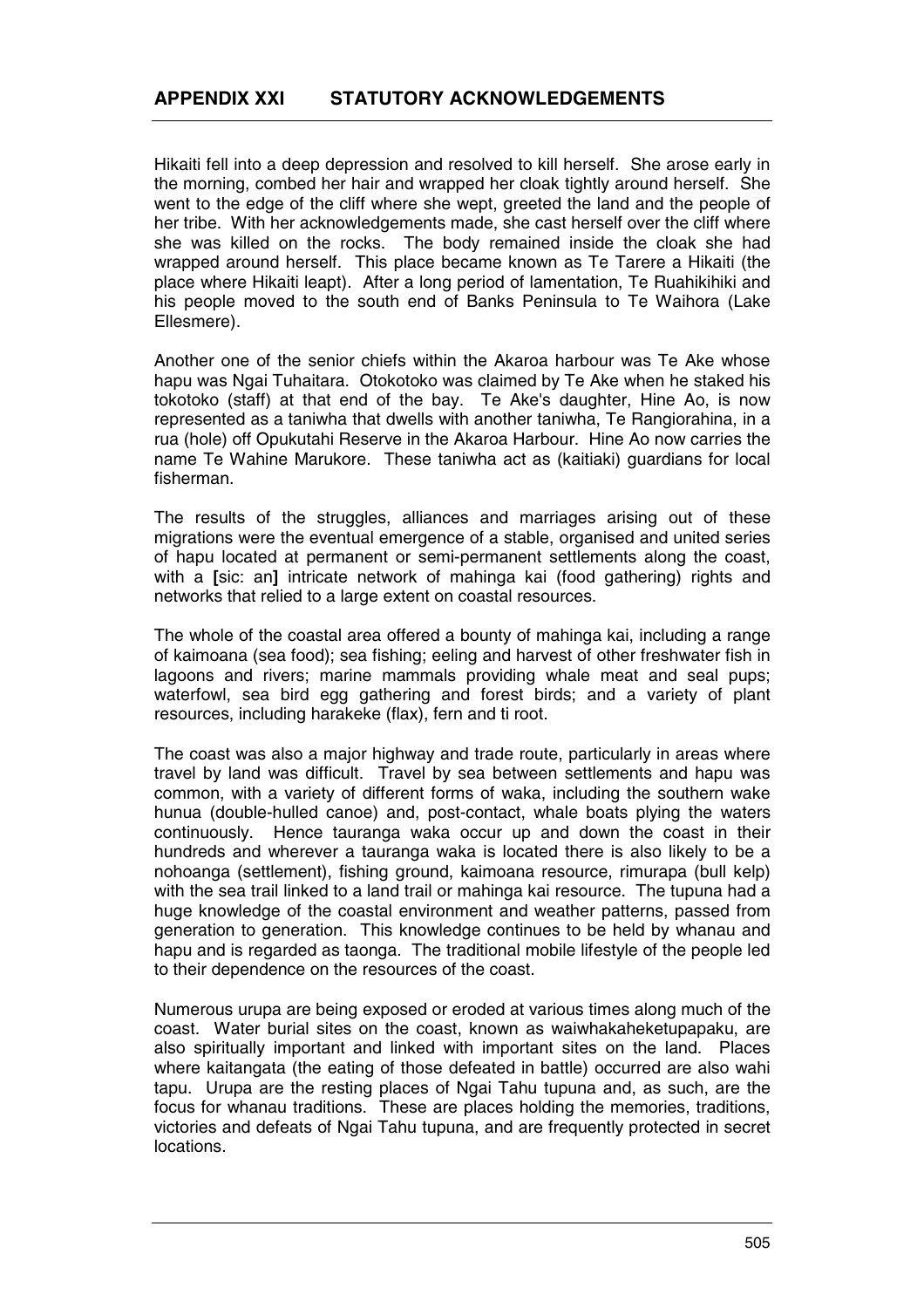Hikaiti fell into a deep depression and resolved to kill herself. She arose early in the morning, combed her hair and wrapped her cloak tightly around herself. She went to the edge of the cliff where she wept, greeted the land and the people of her tribe. With her acknowledgements made, she cast herself over the cliff where she was killed on the rocks. The body remained inside the cloak she had wrapped around herself. This place became known as Te Tarere a Hikaiti (the place where Hikaiti leapt). After a long period of lamentation, Te Ruahikihiki and his people moved to the south end of Banks Peninsula to Te Waihora (Lake Ellesmere).

Another one of the senior chiefs within the Akaroa harbour was Te Ake whose hapu was Ngai Tuhaitara. Otokotoko was claimed by Te Ake when he staked his tokotoko (staff) at that end of the bay. Te Ake's daughter, Hine Ao, is now represented as a taniwha that dwells with another taniwha, Te Rangiorahina, in a rua (hole) off Opukutahi Reserve in the Akaroa Harbour. Hine Ao now carries the name Te Wahine Marukore. These taniwha act as (kaitiaki) guardians for local fisherman.

The results of the struggles, alliances and marriages arising out of these migrations were the eventual emergence of a stable, organised and united series of hapu located at permanent or semi-permanent settlements along the coast, with a **[**sic: an**]** intricate network of mahinga kai (food gathering) rights and networks that relied to a large extent on coastal resources.

The whole of the coastal area offered a bounty of mahinga kai, including a range of kaimoana (sea food); sea fishing; eeling and harvest of other freshwater fish in lagoons and rivers; marine mammals providing whale meat and seal pups; waterfowl, sea bird egg gathering and forest birds; and a variety of plant resources, including harakeke (flax), fern and ti root.

The coast was also a major highway and trade route, particularly in areas where travel by land was difficult. Travel by sea between settlements and hapu was common, with a variety of different forms of waka, including the southern wake hunua (double-hulled canoe) and, post-contact, whale boats plying the waters continuously. Hence tauranga waka occur up and down the coast in their hundreds and wherever a tauranga waka is located there is also likely to be a nohoanga (settlement), fishing ground, kaimoana resource, rimurapa (bull kelp) with the sea trail linked to a land trail or mahinga kai resource. The tupuna had a huge knowledge of the coastal environment and weather patterns, passed from generation to generation. This knowledge continues to be held by whanau and hapu and is regarded as taonga. The traditional mobile lifestyle of the people led to their dependence on the resources of the coast.

Numerous urupa are being exposed or eroded at various times along much of the coast. Water burial sites on the coast, known as waiwhakaheketupapaku, are also spiritually important and linked with important sites on the land. Places where kaitangata (the eating of those defeated in battle) occurred are also wahi tapu. Urupa are the resting places of Ngai Tahu tupuna and, as such, are the focus for whanau traditions. These are places holding the memories, traditions, victories and defeats of Ngai Tahu tupuna, and are frequently protected in secret locations.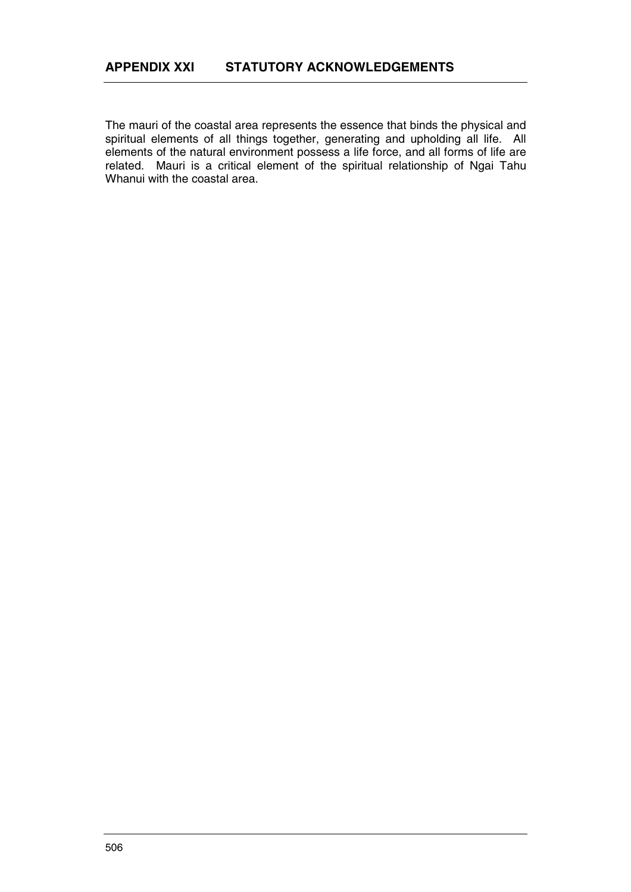The mauri of the coastal area represents the essence that binds the physical and spiritual elements of all things together, generating and upholding all life. All elements of the natural environment possess a life force, and all forms of life are related. Mauri is a critical element of the spiritual relationship of Ngai Tahu Whanui with the coastal area.